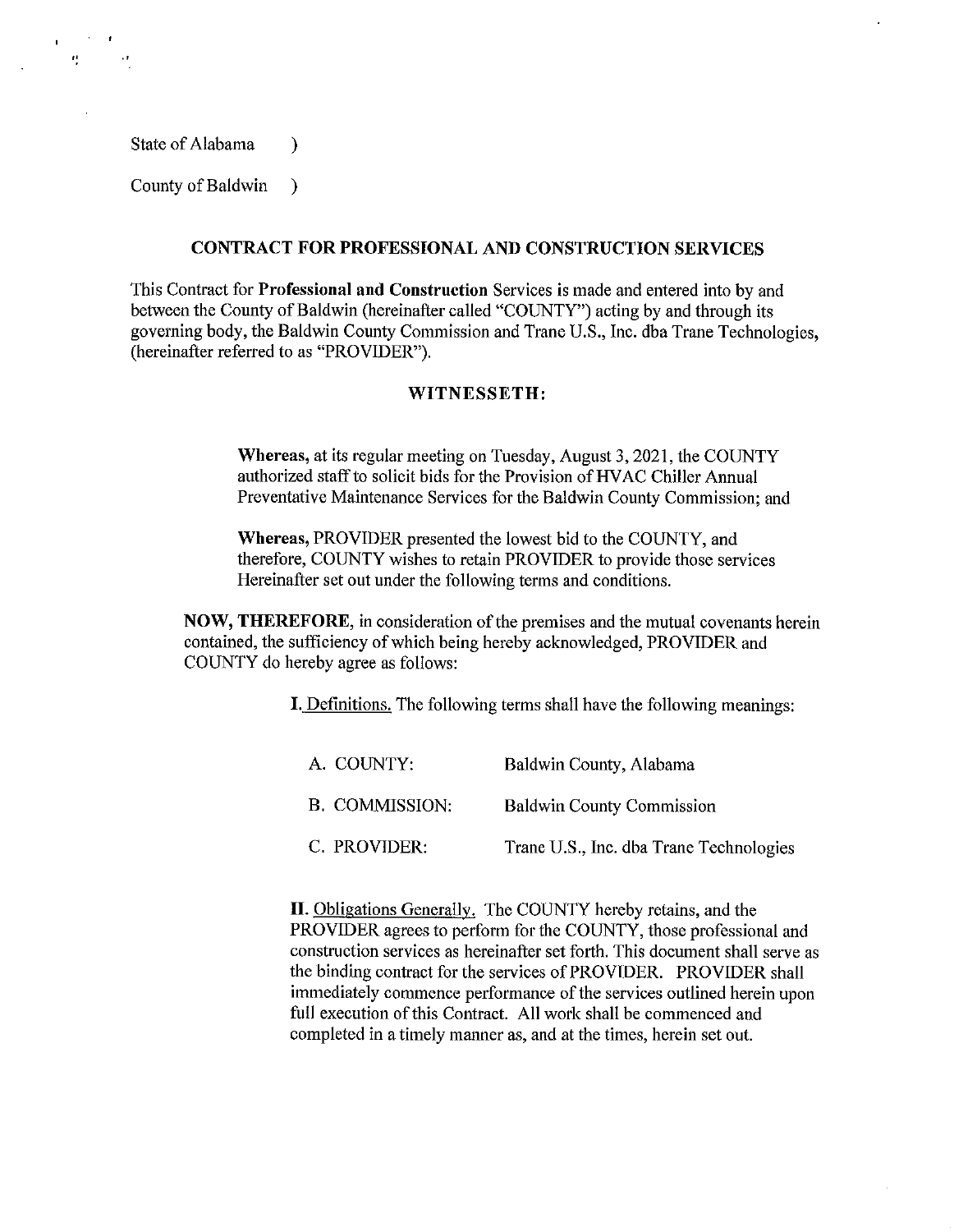State of Alabama )

County of Baldwin )

## CONTRACT FOR PROFESSIONAL AND CONSTRUCTION SERVICES

This Contract for **Professional and Construction** Services is made and entered into by and between the County of Baldwin (hereinafter called "COUNTY") acting by and through its governing body, the Baldwin County Commission and Trane U.S., Inc. dba Trane Technologies, (hereinafter referred to as "PROVIDER").

## WITNESSETH:

**Whereas,** at its regular meeting on Tuesday, August 3, 2021, the COUNTY authorized staff to solicit bids for the Provision of HVAC Chiller Annual Preventative Maintenance Services for the Baldwin County Commission; and

**Whereas,** PROVIDER presented the lowest bid to the COUNTY, and therefore, COUNTY wishes to retain PROVIDER to provide those services Hereinafter set out under the following terms and conditions.

**NOW, THEREFORE,** in consideration of the premises and the mutual covenants herein contained, the sufficiency of which being hereby acknowledged, PROVIDER and COUNTY do hereby agree as follows:

**I.** Definitions. The following terms shall have the following meanings:

| | |
|---|---|
| A. COUNTY: | Baldwin County, Alabama |
| B. COMMISSION: | Baldwin County Commission |
| C. PROVIDER: | Trane U.S., Inc. dba Trane Technologies |

**II.** Obligations Generally. The COUNTY hereby retains, and the PROVIDER agrees to perform for the COUNTY, those professional and construction services as hereinafter set forth. This document shall serve as the binding contract for the services of PROVIDER. PROVIDER shall immediately commence performance of the services outlined herein upon full execution of this Contract. All work shall be commenced and completed in a timely manner as, and at the times, herein set out.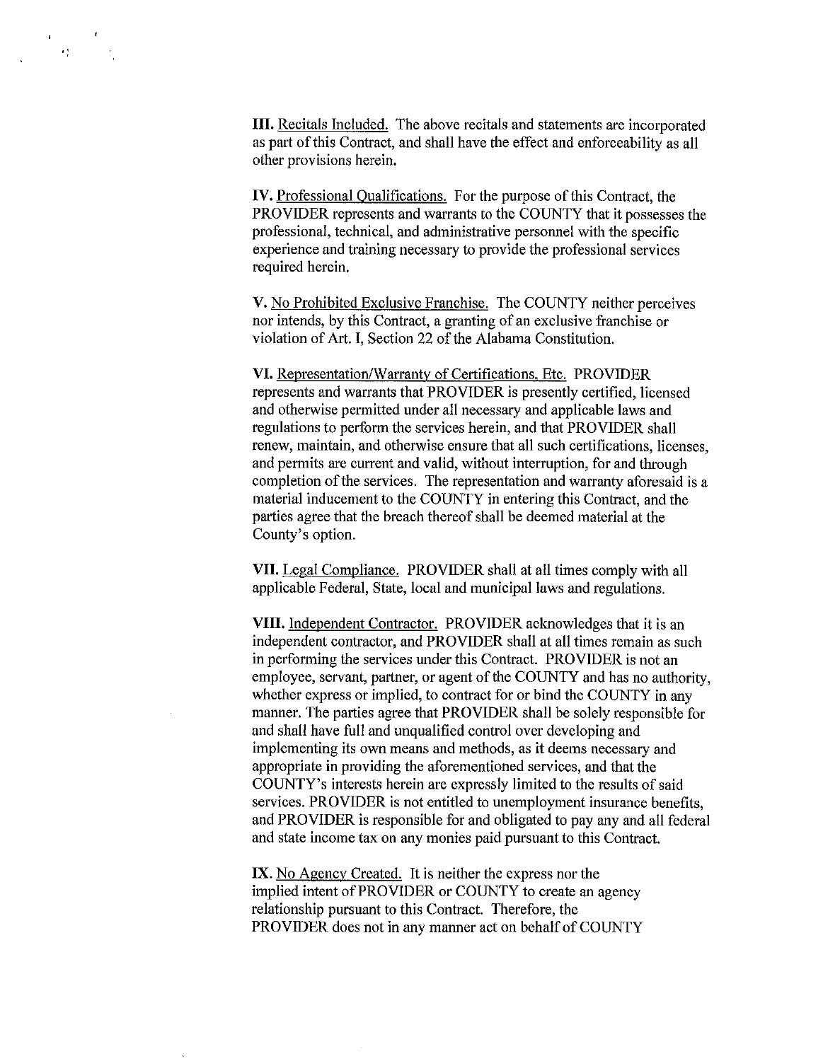**III.** Recitals Included. The above recitals and statements are incorporated as part of this Contract, and shall have the effect and enforceability as all other provisions herein.

**IV.** Professional Qualifications. For the purpose of this Contract, the PROVIDER represents and warrants to the COUNTY that it possesses the professional, technical, and administrative personnel with the specific experience and training necessary to provide the professional services required herein.

**V.** No Prohibited Exclusive Franchise. The COUNTY neither perceives nor intends, by this Contract, a granting of an exclusive franchise or violation of Art. I, Section 22 of the Alabama Constitution.

**VI.** Representation/Warranty of Certifications, Etc. PROVIDER represents and warrants that PROVIDER is presently certified, licensed and otherwise permitted under all necessary and applicable laws and regulations to perform the services herein, and that PROVIDER shall renew, maintain, and otherwise ensure that all such certifications, licenses, and permits are current and valid, without interruption, for and through completion of the services. The representation and warranty aforesaid is a material inducement to the COUNTY in entering this Contract, and the parties agree that the breach thereof shall be deemed material at the County's option.

**VII.** Legal Compliance. PROVIDER shall at all times comply with all applicable Federal, State, local and municipal laws and regulations.

**VIII.** Independent Contractor. PROVIDER acknowledges that it is an independent contractor, and PROVIDER shall at all times remain as such in performing the services under this Contract. PROVIDER is not an employee, servant, partner, or agent of the COUNTY and has no authority, whether express or implied, to contract for or bind the COUNTY in any manner. The parties agree that PROVIDER shall be solely responsible for and shall have full and unqualified control over developing and implementing its own means and methods, as it deems necessary and appropriate in providing the aforementioned services, and that the COUNTY's interests herein are expressly limited to the results of said services. PROVIDER is not entitled to unemployment insurance benefits, and PROVIDER is responsible for and obligated to pay any and all federal and state income tax on any monies paid pursuant to this Contract.

**IX.** No Agency Created. It is neither the express nor the implied intent of PROVIDER or COUNTY to create an agency relationship pursuant to this Contract. Therefore, the PROVIDER does not in any manner act on behalf of COUNTY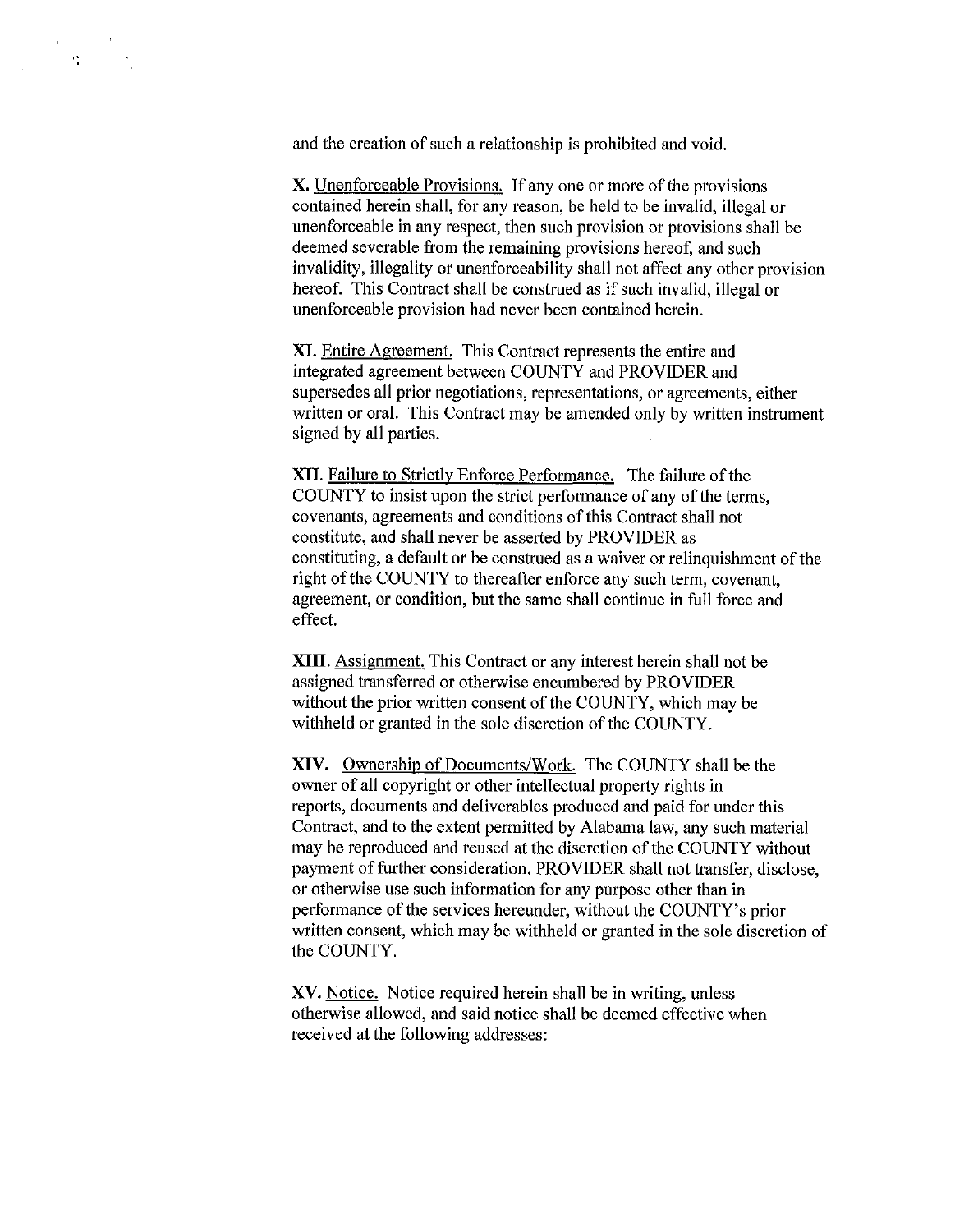and the creation of such a relationship is prohibited and void.

**X.** Unenforceable Provisions. If any one or more of the provisions contained herein shall, for any reason, be held to be invalid, illegal or unenforceable in any respect, then such provision or provisions shall be deemed severable from the remaining provisions hereof, and such invalidity, illegality or unenforceability shall not affect any other provision hereof. This Contract shall be construed as if such invalid, illegal or unenforceable provision had never been contained herein.

**XI.** Entire Agreement. This Contract represents the entire and integrated agreement between COUNTY and PROVIDER and supersedes all prior negotiations, representations, or agreements, either written or oral. This Contract may be amended only by written instrument signed by all parties.

**XII.** Failure to Strictly Enforce Performance. The failure of the COUNTY to insist upon the strict performance of any of the terms, covenants, agreements and conditions of this Contract shall not constitute, and shall never be asserted by PROVIDER as constituting, a default or be construed as a waiver or relinquishment of the right of the COUNTY to thereafter enforce any such term, covenant, agreement, or condition, but the same shall continue in full force and effect.

**XIII.** Assignment. This Contract or any interest herein shall not be assigned transferred or otherwise encumbered by PROVIDER without the prior written consent of the COUNTY, which may be withheld or granted in the sole discretion of the COUNTY.

**XIV.** Ownership of Documents/Work. The COUNTY shall be the owner of all copyright or other intellectual property rights in reports, documents and deliverables produced and paid for under this Contract, and to the extent permitted by Alabama law, any such material may be reproduced and reused at the discretion of the COUNTY without payment of further consideration. PROVIDER shall not transfer, disclose, or otherwise use such information for any purpose other than in performance of the services hereunder, without the COUNTY's prior written consent, which may be withheld or granted in the sole discretion of the COUNTY.

**XV.** Notice. Notice required herein shall be in writing, unless otherwise allowed, and said notice shall be deemed effective when received at the following addresses: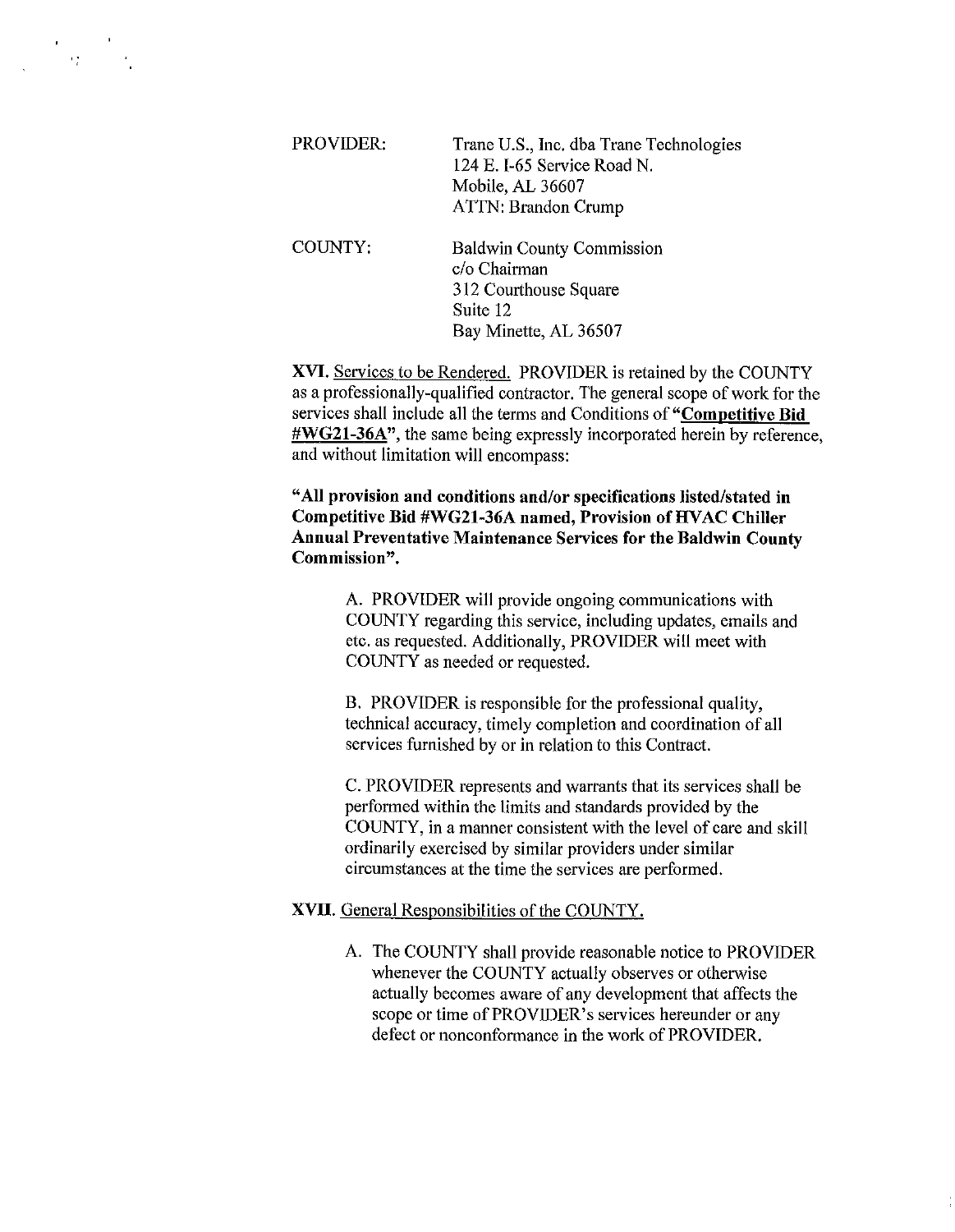PROVIDER: Trane U.S., Inc. dba Trane Technologies
124 E. I-65 Service Road N.
Mobile, AL 36607
ATTN: Brandon Crump

COUNTY: Baldwin County Commission
c/o Chairman
312 Courthouse Square
Suite 12
Bay Minette, AL 36507

**XVI.** Services to be Rendered. PROVIDER is retained by the COUNTY as a professionally-qualified contractor. The general scope of work for the services shall include all the terms and Conditions of "**Competitive Bid #WG21-36A**", the same being expressly incorporated herein by reference, and without limitation will encompass:

**"All provision and conditions and/or specifications listed/stated in Competitive Bid #WG21-36A named, Provision of HVAC Chiller Annual Preventative Maintenance Services for the Baldwin County Commission".**

A. PROVIDER will provide ongoing communications with COUNTY regarding this service, including updates, emails and etc. as requested. Additionally, PROVIDER will meet with COUNTY as needed or requested.

B. PROVIDER is responsible for the professional quality, technical accuracy, timely completion and coordination of all services furnished by or in relation to this Contract.

C. PROVIDER represents and warrants that its services shall be performed within the limits and standards provided by the COUNTY, in a manner consistent with the level of care and skill ordinarily exercised by similar providers under similar circumstances at the time the services are performed.

**XVII.** General Responsibilities of the COUNTY.

A. The COUNTY shall provide reasonable notice to PROVIDER whenever the COUNTY actually observes or otherwise actually becomes aware of any development that affects the scope or time of PROVIDER's services hereunder or any defect or nonconformance in the work of PROVIDER.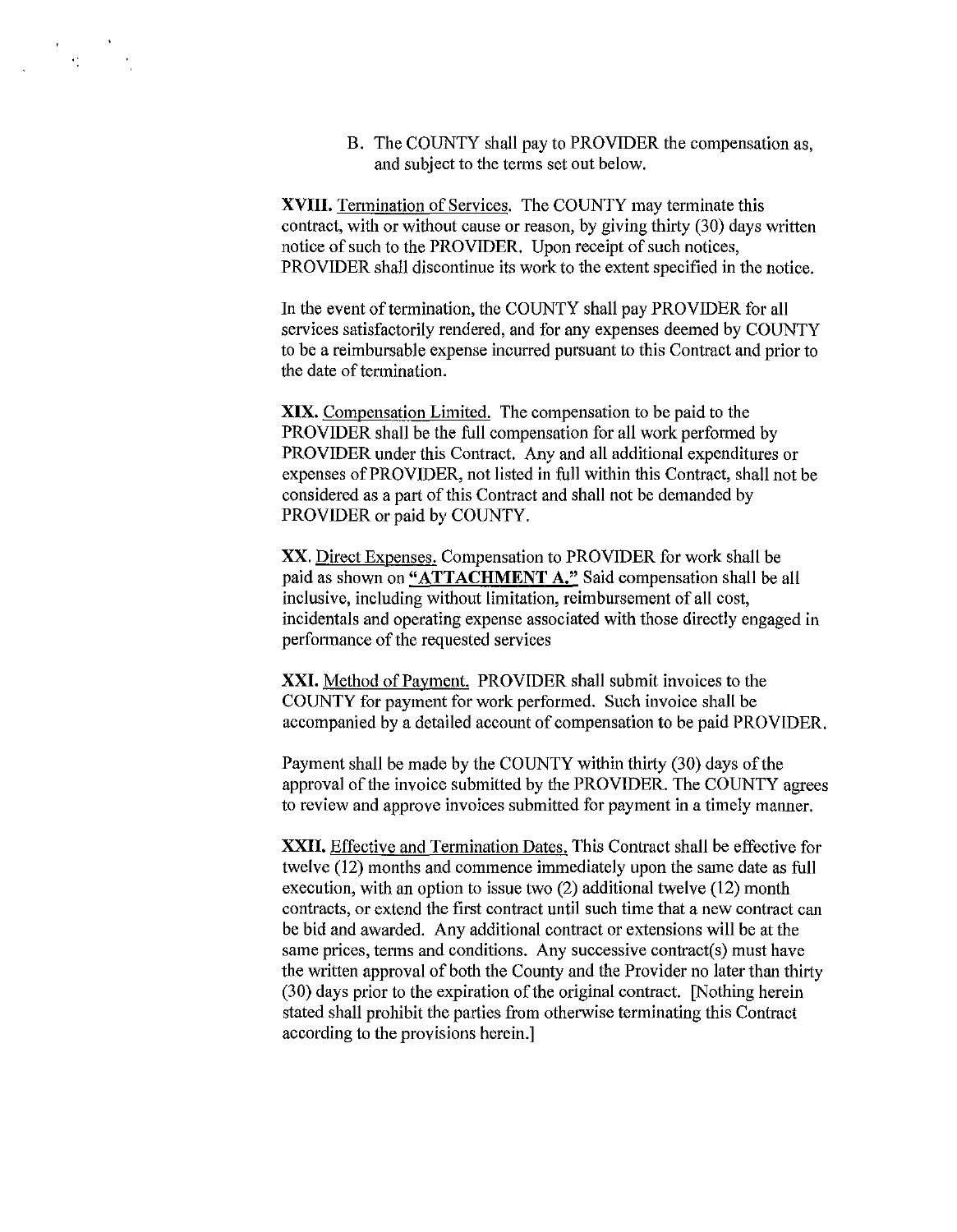B. The COUNTY shall pay to PROVIDER the compensation as, and subject to the terms set out below.

**XVIII.** Termination of Services. The COUNTY may terminate this contract, with or without cause or reason, by giving thirty (30) days written notice of such to the PROVIDER. Upon receipt of such notices, PROVIDER shall discontinue its work to the extent specified in the notice.

In the event of termination, the COUNTY shall pay PROVIDER for all services satisfactorily rendered, and for any expenses deemed by COUNTY to be a reimbursable expense incurred pursuant to this Contract and prior to the date of termination.

**XIX.** Compensation Limited. The compensation to be paid to the PROVIDER shall be the full compensation for all work performed by PROVIDER under this Contract. Any and all additional expenditures or expenses of PROVIDER, not listed in full within this Contract, shall not be considered as a part of this Contract and shall not be demanded by PROVIDER or paid by COUNTY.

**XX.** Direct Expenses. Compensation to PROVIDER for work shall be paid as shown on **"ATTACHMENT A."** Said compensation shall be all inclusive, including without limitation, reimbursement of all cost, incidentals and operating expense associated with those directly engaged in performance of the requested services

**XXI.** Method of Payment. PROVIDER shall submit invoices to the COUNTY for payment for work performed. Such invoice shall be accompanied by a detailed account of compensation to be paid PROVIDER.

Payment shall be made by the COUNTY within thirty (30) days of the approval of the invoice submitted by the PROVIDER. The COUNTY agrees to review and approve invoices submitted for payment in a timely manner.

**XXII.** Effective and Termination Dates. This Contract shall be effective for twelve (12) months and commence immediately upon the same date as full execution, with an option to issue two (2) additional twelve (12) month contracts, or extend the first contract until such time that a new contract can be bid and awarded. Any additional contract or extensions will be at the same prices, terms and conditions. Any successive contract(s) must have the written approval of both the County and the Provider no later than thirty (30) days prior to the expiration of the original contract. [Nothing herein stated shall prohibit the parties from otherwise terminating this Contract according to the provisions herein.]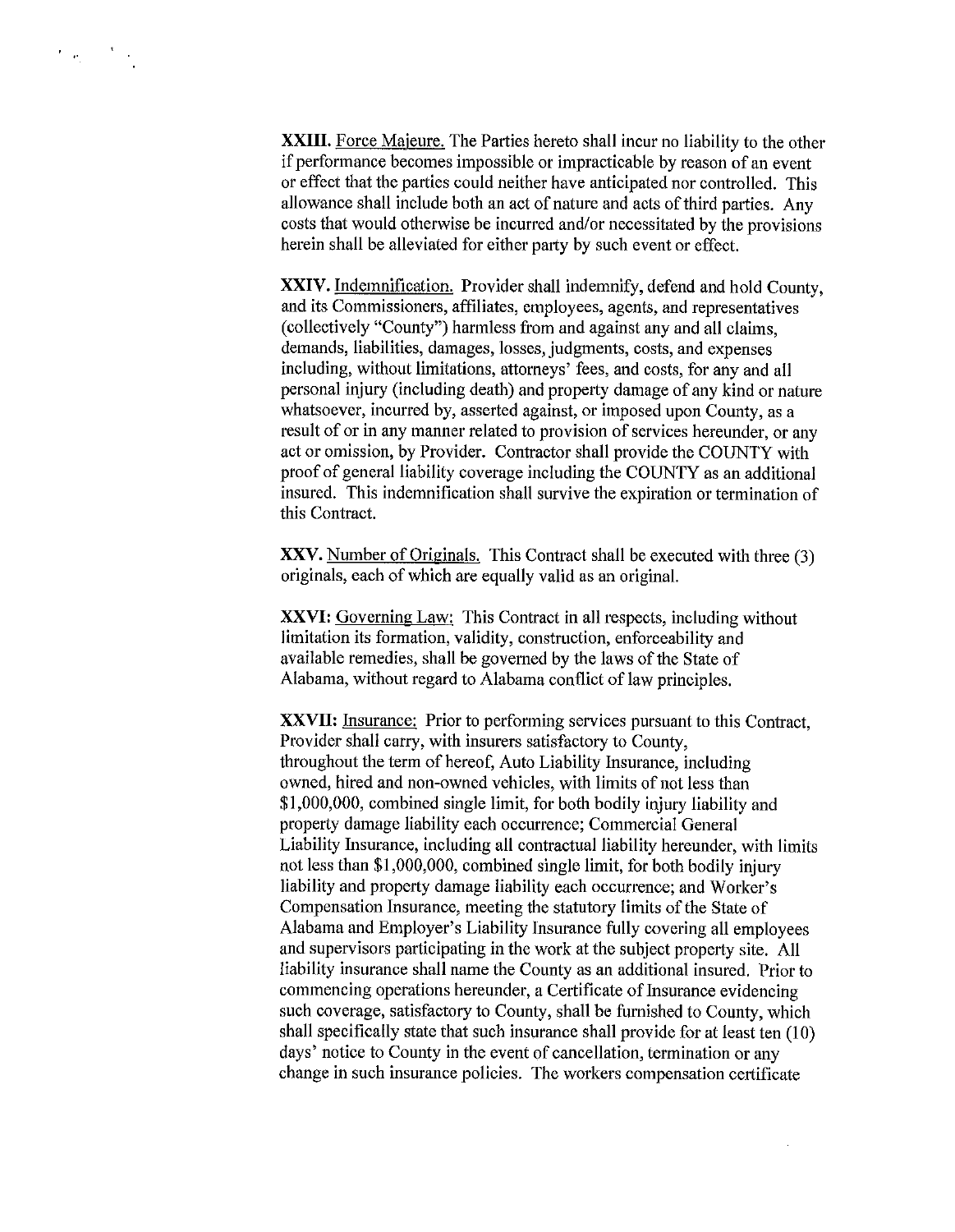**XXIII.** Force Majeure. The Parties hereto shall incur no liability to the other if performance becomes impossible or impracticable by reason of an event or effect that the parties could neither have anticipated nor controlled. This allowance shall include both an act of nature and acts of third parties. Any costs that would otherwise be incurred and/or necessitated by the provisions herein shall be alleviated for either party by such event or effect.

**XXIV.** Indemnification. Provider shall indemnify, defend and hold County, and its Commissioners, affiliates, employees, agents, and representatives (collectively "County") harmless from and against any and all claims, demands, liabilities, damages, losses, judgments, costs, and expenses including, without limitations, attorneys' fees, and costs, for any and all personal injury (including death) and property damage of any kind or nature whatsoever, incurred by, asserted against, or imposed upon County, as a result of or in any manner related to provision of services hereunder, or any act or omission, by Provider. Contractor shall provide the COUNTY with proof of general liability coverage including the COUNTY as an additional insured. This indemnification shall survive the expiration or termination of this Contract.

**XXV.** Number of Originals. This Contract shall be executed with three (3) originals, each of which are equally valid as an original.

**XXVI:** Governing Law: This Contract in all respects, including without limitation its formation, validity, construction, enforceability and available remedies, shall be governed by the laws of the State of Alabama, without regard to Alabama conflict of law principles.

**XXVII:** Insurance: Prior to performing services pursuant to this Contract, Provider shall carry, with insurers satisfactory to County, throughout the term of hereof, Auto Liability Insurance, including owned, hired and non-owned vehicles, with limits of not less than $1,000,000, combined single limit, for both bodily injury liability and property damage liability each occurrence; Commercial General Liability Insurance, including all contractual liability hereunder, with limits not less than $1,000,000, combined single limit, for both bodily injury liability and property damage liability each occurrence; and Worker's Compensation Insurance, meeting the statutory limits of the State of Alabama and Employer's Liability Insurance fully covering all employees and supervisors participating in the work at the subject property site. All liability insurance shall name the County as an additional insured. Prior to commencing operations hereunder, a Certificate of Insurance evidencing such coverage, satisfactory to County, shall be furnished to County, which shall specifically state that such insurance shall provide for at least ten (10) days' notice to County in the event of cancellation, termination or any change in such insurance policies. The workers compensation certificate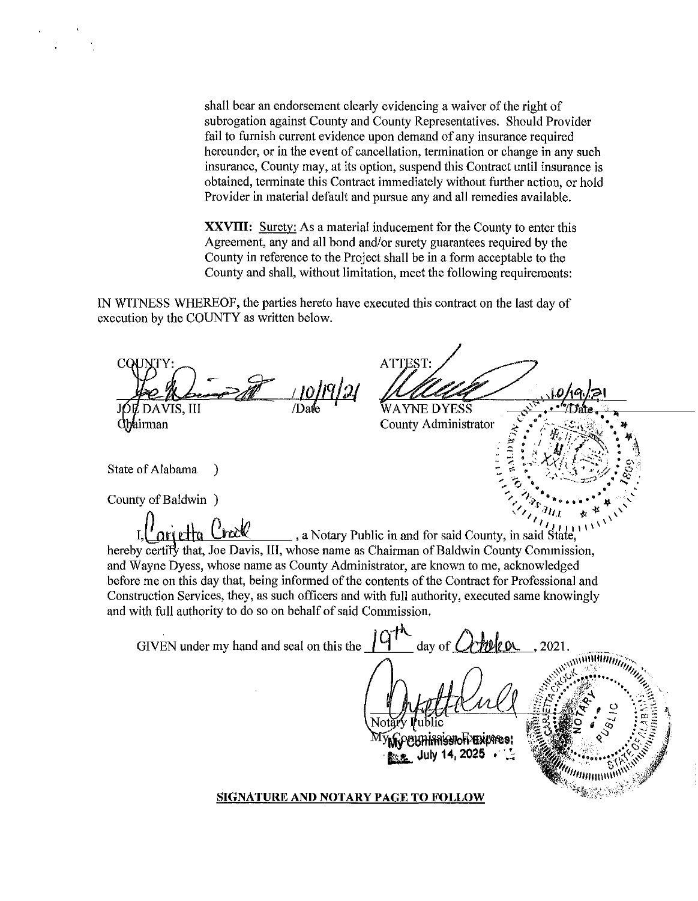shall bear an endorsement clearly evidencing a waiver of the right of subrogation against County and County Representatives. Should Provider fail to furnish current evidence upon demand of any insurance required hereunder, or in the event of cancellation, termination or change in any such insurance, County may, at its option, suspend this Contract until insurance is obtained, terminate this Contract immediately without further action, or hold Provider in material default and pursue any and all remedies available.

**XXVIII:** Surety: As a material inducement for the County to enter this Agreement, any and all bond and/or surety guarantees required by the County in reference to the Project shall be in a form acceptable to the County and shall, without limitation, meet the following requirements:

IN WITNESS WHEREOF, the parties hereto have executed this contract on the last day of execution by the COUNTY as written below.

| COUNTY: | | ATTEST: | |
|---|---|---|---|
| JOE DAVIS, III | /Date 10/19/21 | WAYNE DYESS | /Date 10/19/21 |
| Chairman | | County Administrator | |

State of Alabama )

County of Baldwin )

I, Carietta Crock, a Notary Public in and for said County, in said State, hereby certify that, Joe Davis, III, whose name as Chairman of Baldwin County Commission, and Wayne Dyess, whose name as County Administrator, are known to me, acknowledged before me on this day that, being informed of the contents of the Contract for Professional and Construction Services, they, as such officers and with full authority, executed same knowingly and with full authority to do so on behalf of said Commission.

GIVEN under my hand and seal on this the 19th day of October, 2021.

Notary Public

My Commission Expires: July 14, 2025

**SIGNATURE AND NOTARY PAGE TO FOLLOW**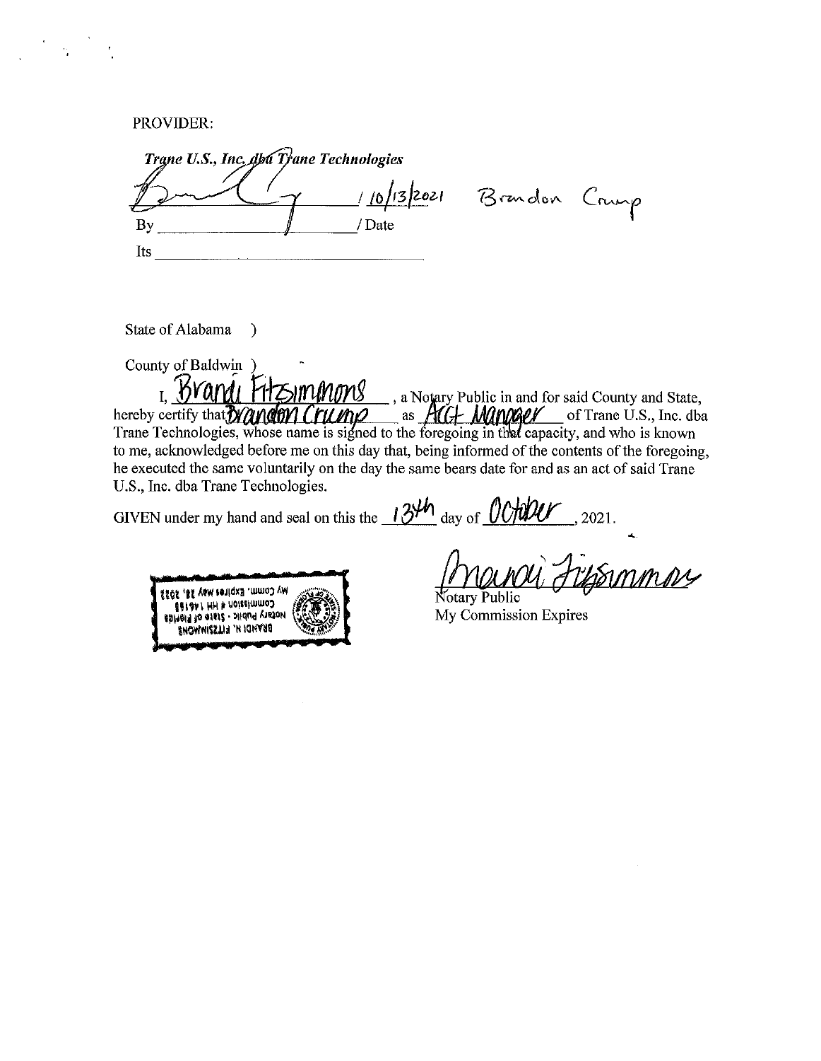PROVIDER:

***Trane U.S., Inc. dba Trane Technologies***

By ______ / 10/13/2021 Brandon Crump
/ Date

Its ______

State of Alabama )

County of Baldwin )

I, Brandi Fitzsimmons, a Notary Public in and for said County and State, hereby certify that Brandon Crump as Acct Manager of Trane U.S., Inc. dba Trane Technologies, whose name is signed to the foregoing in that capacity, and who is known to me, acknowledged before me on this day that, being informed of the contents of the foregoing, he executed the same voluntarily on the day the same bears date for and as an act of said Trane U.S., Inc. dba Trane Technologies.

GIVEN under my hand and seal on this the 13th day of October, 2021.

BRANDI N. FITZSIMMONS
Notary Public - State of Florida
Commission # HH 141683
My Comm. Expires May 28, 2025

Notary Public
My Commission Expires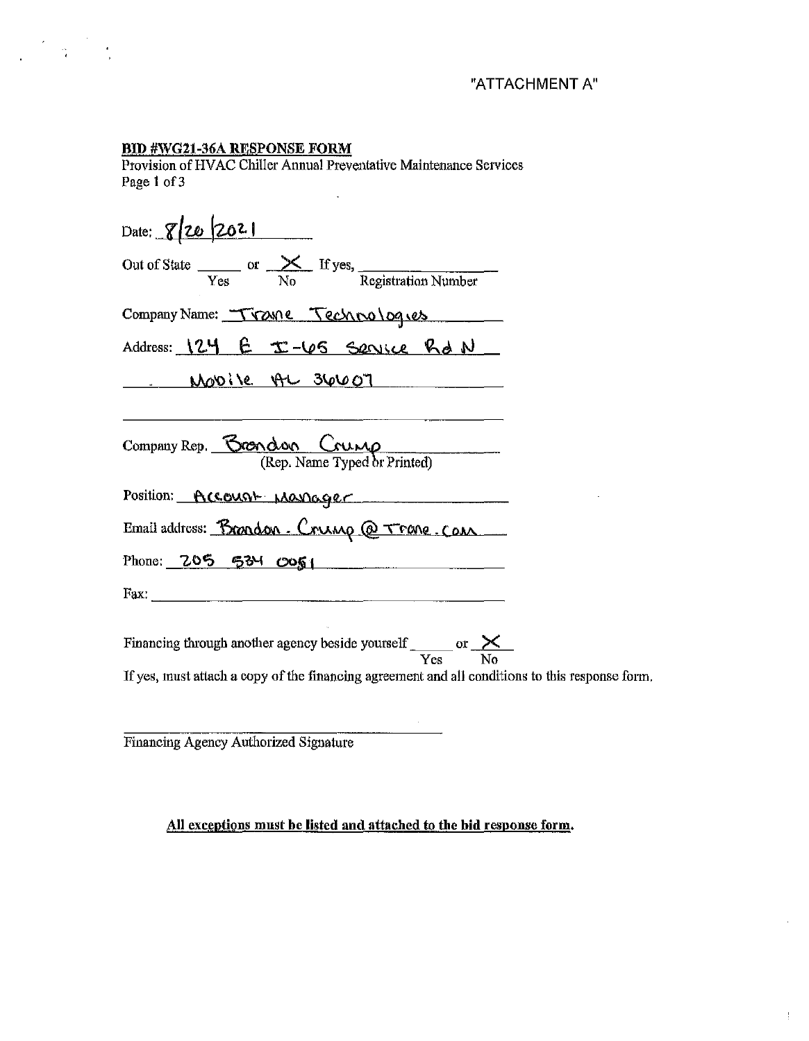"ATTACHMENT A"

**BID #WG21-36A RESPONSE FORM**

Provision of HVAC Chiller Annual Preventative Maintenance Services
Page 1 of 3

Date: 8/20/2021

Out of State ______ Yes or X No  If yes, ______ Registration Number

Company Name: Trane Technologies

Address: 124 E I-65 Service Rd N

Mobile AL 36607

Company Rep. Brandon Crump
(Rep. Name Typed or Printed)

Position: Account Manager

Email address: Brandon.Crump@Trane.com

Phone: 205 534 0051

Fax: ______

Financing through another agency beside yourself ______ Yes or X No

If yes, must attach a copy of the financing agreement and all conditions to this response form.

______

Financing Agency Authorized Signature

**All exceptions must be listed and attached to the bid response form.**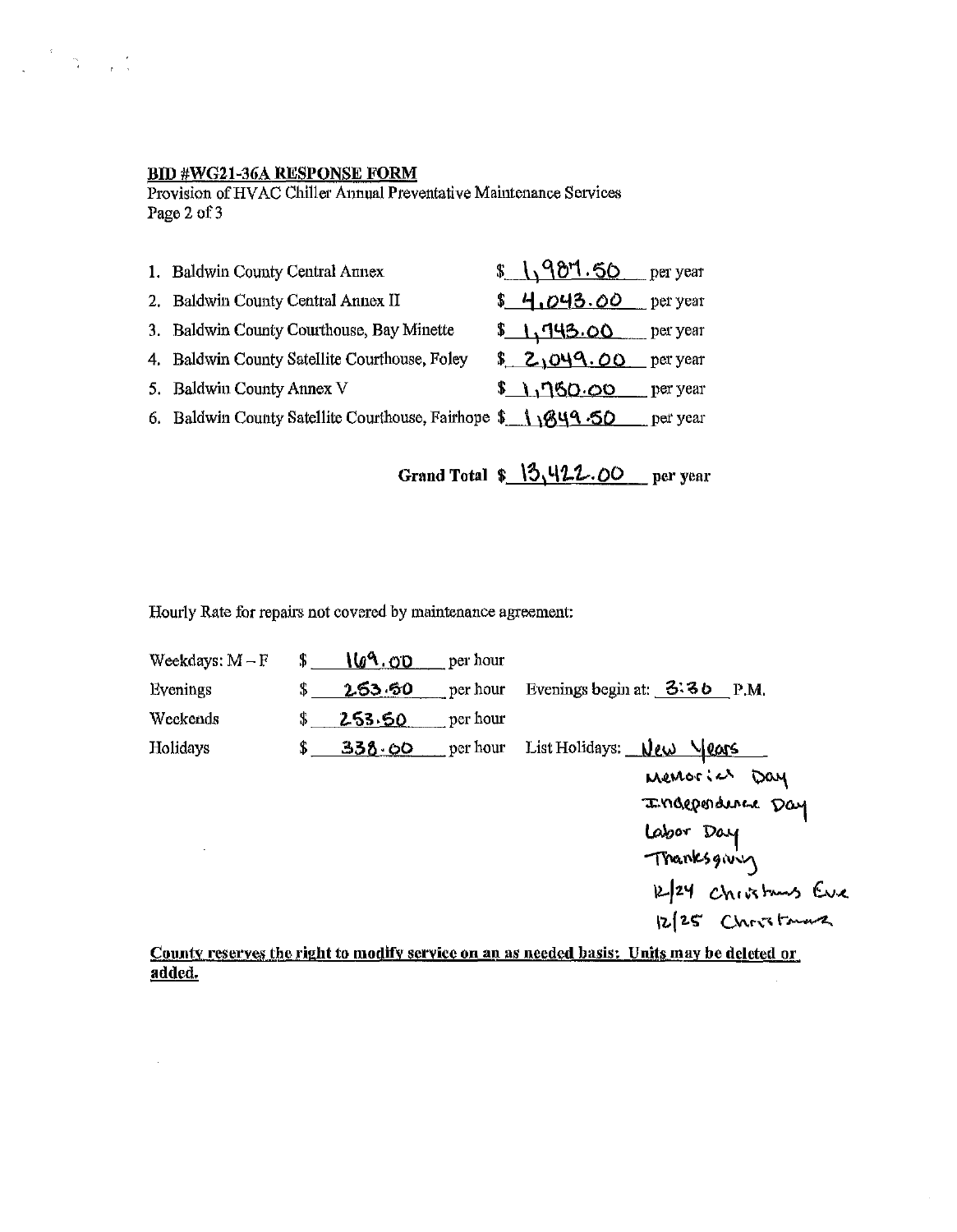**BID #WG21-36A RESPONSE FORM**

Provision of HVAC Chiller Annual Preventative Maintenance Services
Page 2 of 3

1. Baldwin County Central Annex $ 1,987.50 per year
2. Baldwin County Central Annex II $ 4,043.00 per year
3. Baldwin County Courthouse, Bay Minette $ 1,743.00 per year
4. Baldwin County Satellite Courthouse, Foley $ 2,049.00 per year
5. Baldwin County Annex V $ 1,750.00 per year
6. Baldwin County Satellite Courthouse, Fairhope $ 1,849.50 per year

**Grand Total $ 13,422.00 per year**

Hourly Rate for repairs not covered by maintenance agreement:

| | | |
|---|---|---|
| Weekdays: M – F | $ 169.00 per hour | |
| Evenings | $ 253.50 per hour | Evenings begin at: 3:30 P.M. |
| Weekends | $ 253.50 per hour | |
| Holidays | $ 338.00 per hour | List Holidays: New Years, Memorial Day, Independence Day, Labor Day, Thanksgiving, 12/24 Christmas Eve, 12/25 Christmas |

**County reserves the right to modify service on an as needed basis: Units may be deleted or added.**